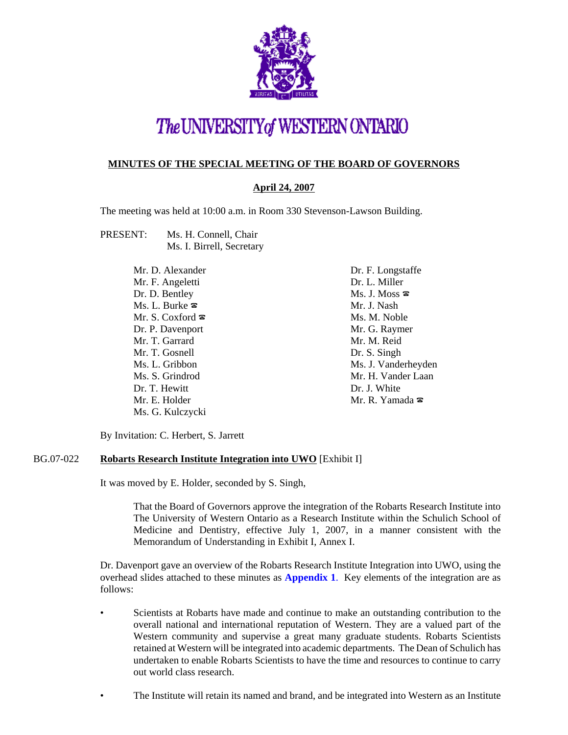# The UNIVERSITY of WESTERN ONTARIO

## MINUTES OF THE SPECIAL MEETING OF THE BOARD OF GOVERNORS

### April 24, 2007

The meeting was held at 10:00 a.m. in Room 330 Stevenson-Lawson Building.

PRESENT: Ms. H. Connell, Chair
Ms. I. Birrell, Secretary

Mr. D. Alexander
Mr. F. Angeletti
Dr. D. Bentley
Ms. L. Burke ☎
Mr. S. Coxford ☎
Dr. P. Davenport
Mr. T. Garrard
Mr. T. Gosnell
Ms. L. Gribbon
Ms. S. Grindrod
Dr. T. Hewitt
Mr. E. Holder
Ms. G. Kulczycki
Dr. F. Longstaffe
Dr. L. Miller
Ms. J. Moss ☎
Mr. J. Nash
Ms. M. Noble
Mr. G. Raymer
Mr. M. Reid
Dr. S. Singh
Ms. J. Vanderheyden
Mr. H. Vander Laan
Dr. J. White
Mr. R. Yamada ☎

By Invitation: C. Herbert, S. Jarrett

BG.07-022 **Robarts Research Institute Integration into UWO** [Exhibit I]

It was moved by E. Holder, seconded by S. Singh,

> That the Board of Governors approve the integration of the Robarts Research Institute into The University of Western Ontario as a Research Institute within the Schulich School of Medicine and Dentistry, effective July 1, 2007, in a manner consistent with the Memorandum of Understanding in Exhibit I, Annex I.

Dr. Davenport gave an overview of the Robarts Research Institute Integration into UWO, using the overhead slides attached to these minutes as **Appendix 1**. Key elements of the integration are as follows:

- Scientists at Robarts have made and continue to make an outstanding contribution to the overall national and international reputation of Western. They are a valued part of the Western community and supervise a great many graduate students. Robarts Scientists retained at Western will be integrated into academic departments. The Dean of Schulich has undertaken to enable Robarts Scientists to have the time and resources to continue to carry out world class research.

- The Institute will retain its named and brand, and be integrated into Western as an Institute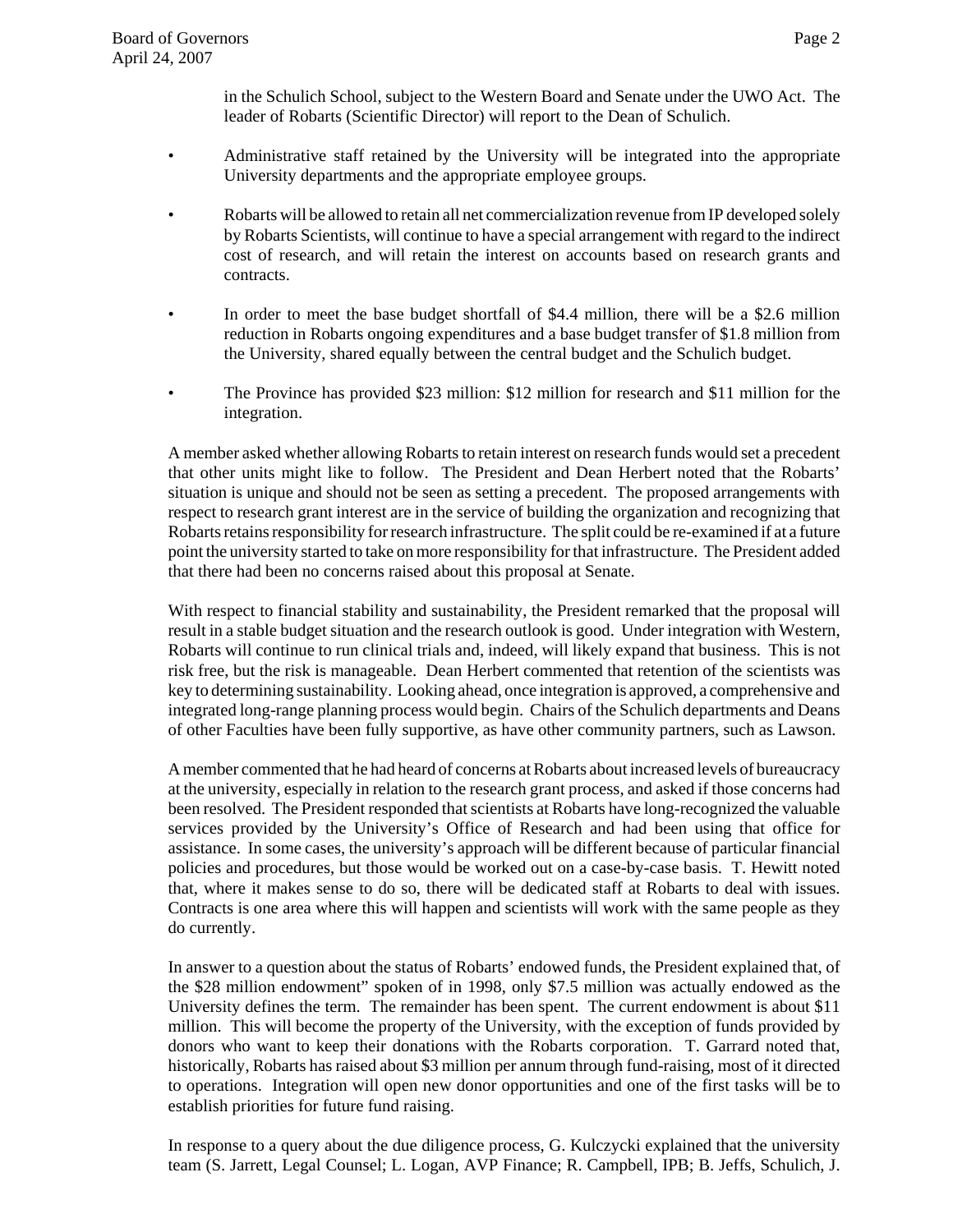in the Schulich School, subject to the Western Board and Senate under the UWO Act. The leader of Robarts (Scientific Director) will report to the Dean of Schulich.

- Administrative staff retained by the University will be integrated into the appropriate University departments and the appropriate employee groups.

- Robarts will be allowed to retain all net commercialization revenue from IP developed solely by Robarts Scientists, will continue to have a special arrangement with regard to the indirect cost of research, and will retain the interest on accounts based on research grants and contracts.

- In order to meet the base budget shortfall of $4.4 million, there will be a $2.6 million reduction in Robarts ongoing expenditures and a base budget transfer of $1.8 million from the University, shared equally between the central budget and the Schulich budget.

- The Province has provided $23 million: $12 million for research and $11 million for the integration.

A member asked whether allowing Robarts to retain interest on research funds would set a precedent that other units might like to follow. The President and Dean Herbert noted that the Robarts' situation is unique and should not be seen as setting a precedent. The proposed arrangements with respect to research grant interest are in the service of building the organization and recognizing that Robarts retains responsibility for research infrastructure. The split could be re-examined if at a future point the university started to take on more responsibility for that infrastructure. The President added that there had been no concerns raised about this proposal at Senate.

With respect to financial stability and sustainability, the President remarked that the proposal will result in a stable budget situation and the research outlook is good. Under integration with Western, Robarts will continue to run clinical trials and, indeed, will likely expand that business. This is not risk free, but the risk is manageable. Dean Herbert commented that retention of the scientists was key to determining sustainability. Looking ahead, once integration is approved, a comprehensive and integrated long-range planning process would begin. Chairs of the Schulich departments and Deans of other Faculties have been fully supportive, as have other community partners, such as Lawson.

A member commented that he had heard of concerns at Robarts about increased levels of bureaucracy at the university, especially in relation to the research grant process, and asked if those concerns had been resolved. The President responded that scientists at Robarts have long-recognized the valuable services provided by the University's Office of Research and had been using that office for assistance. In some cases, the university's approach will be different because of particular financial policies and procedures, but those would be worked out on a case-by-case basis. T. Hewitt noted that, where it makes sense to do so, there will be dedicated staff at Robarts to deal with issues. Contracts is one area where this will happen and scientists will work with the same people as they do currently.

In answer to a question about the status of Robarts' endowed funds, the President explained that, of the $28 million endowment" spoken of in 1998, only $7.5 million was actually endowed as the University defines the term. The remainder has been spent. The current endowment is about $11 million. This will become the property of the University, with the exception of funds provided by donors who want to keep their donations with the Robarts corporation. T. Garrard noted that, historically, Robarts has raised about $3 million per annum through fund-raising, most of it directed to operations. Integration will open new donor opportunities and one of the first tasks will be to establish priorities for future fund raising.

In response to a query about the due diligence process, G. Kulczycki explained that the university team (S. Jarrett, Legal Counsel; L. Logan, AVP Finance; R. Campbell, IPB; B. Jeffs, Schulich, J.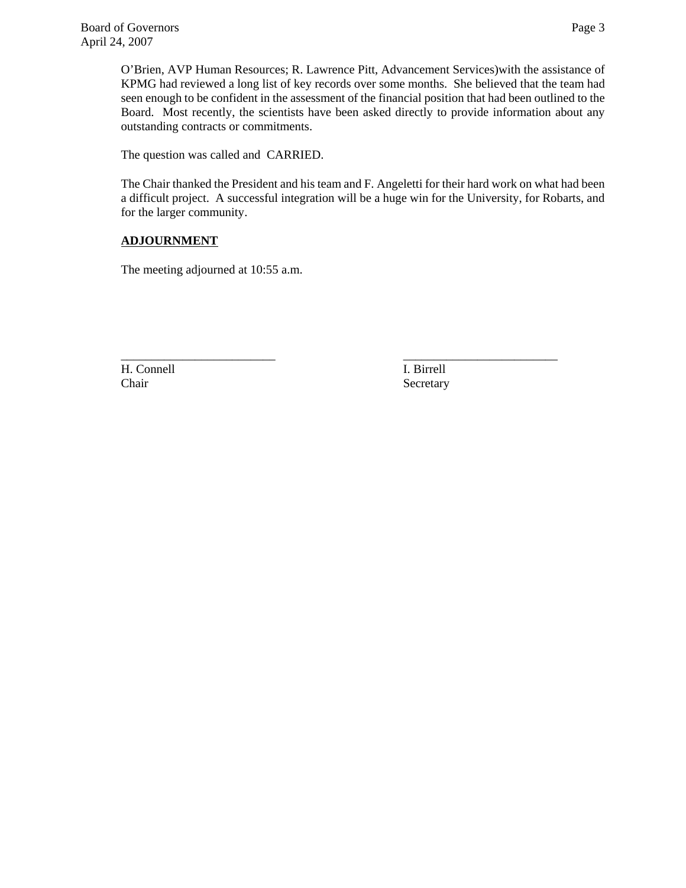O'Brien, AVP Human Resources; R. Lawrence Pitt, Advancement Services)with the assistance of KPMG had reviewed a long list of key records over some months. She believed that the team had seen enough to be confident in the assessment of the financial position that had been outlined to the Board. Most recently, the scientists have been asked directly to provide information about any outstanding contracts or commitments.

The question was called and CARRIED.

The Chair thanked the President and his team and F. Angeletti for their hard work on what had been a difficult project. A successful integration will be a huge win for the University, for Robarts, and for the larger community.

**ADJOURNMENT**

The meeting adjourned at 10:55 a.m.

| _________________________ | _________________________ |
|---|---|
| H. Connell | I. Birrell |
| Chair | Secretary |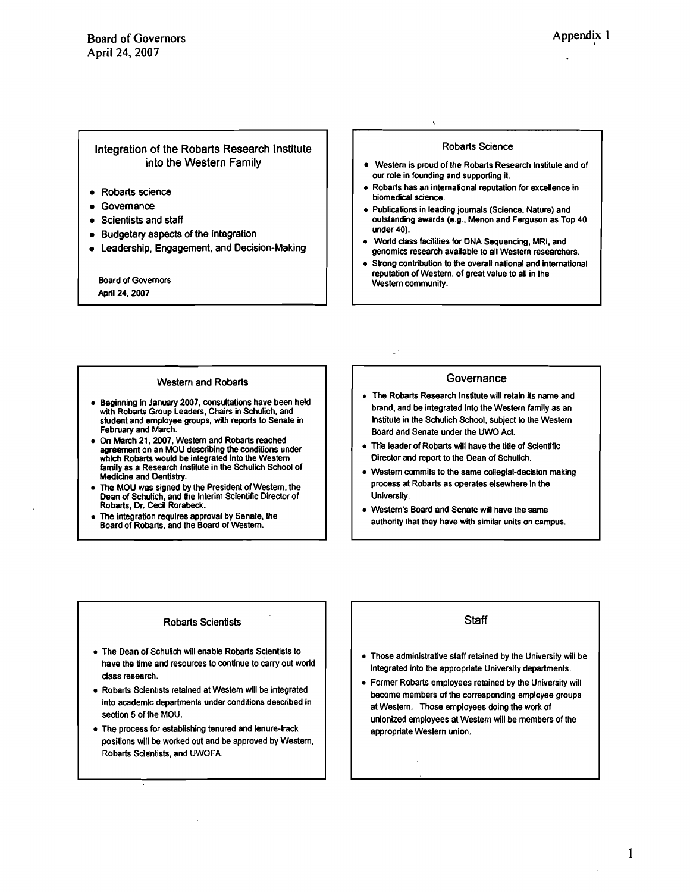Board of Governors
April 24, 2007

Appendix 1

## Integration of the Robarts Research Institute into the Western Family

- Robarts science
- Governance
- Scientists and staff
- Budgetary aspects of the integration
- Leadership, Engagement, and Decision-Making

Board of Governors
April 24, 2007

## Robarts Science

- Western is proud of the Robarts Research Institute and of our role in founding and supporting it.
- Robarts has an international reputation for excellence in biomedical science.
- Publications in leading journals (Science, Nature) and outstanding awards (e.g., Menon and Ferguson as Top 40 under 40).
- World class facilities for DNA Sequencing, MRI, and genomics research available to all Western researchers.
- Strong contribution to the overall national and international reputation of Western, of great value to all in the Western community.

## Western and Robarts

- Beginning in January 2007, consultations have been held with Robarts Group Leaders, Chairs in Schulich, and student and employee groups, with reports to Senate in February and March.
- On March 21, 2007, Western and Robarts reached agreement on an MOU describing the conditions under which Robarts would be integrated into the Western family as a Research Institute in the Schulich School of Medicine and Dentistry.
- The MOU was signed by the President of Western, the Dean of Schulich, and the Interim Scientific Director of Robarts, Dr. Cecil Rorabeck.
- The integration requires approval by Senate, the Board of Robarts, and the Board of Western.

## Governance

- The Robarts Research Institute will retain its name and brand, and be integrated into the Western family as an Institute in the Schulich School, subject to the Western Board and Senate under the UWO Act.
- The leader of Robarts will have the title of Scientific Director and report to the Dean of Schulich.
- Western commits to the same collegial-decision making process at Robarts as operates elsewhere in the University.
- Western's Board and Senate will have the same authority that they have with similar units on campus.

## Robarts Scientists

- The Dean of Schulich will enable Robarts Scientists to have the time and resources to continue to carry out world class research.
- Robarts Scientists retained at Western will be integrated into academic departments under conditions described in section 5 of the MOU.
- The process for establishing tenured and tenure-track positions will be worked out and be approved by Western, Robarts Scientists, and UWOFA.

## Staff

- Those administrative staff retained by the University will be integrated into the appropriate University departments.
- Former Robarts employees retained by the University will become members of the corresponding employee groups at Western. Those employees doing the work of unionized employees at Western will be members of the appropriate Western union.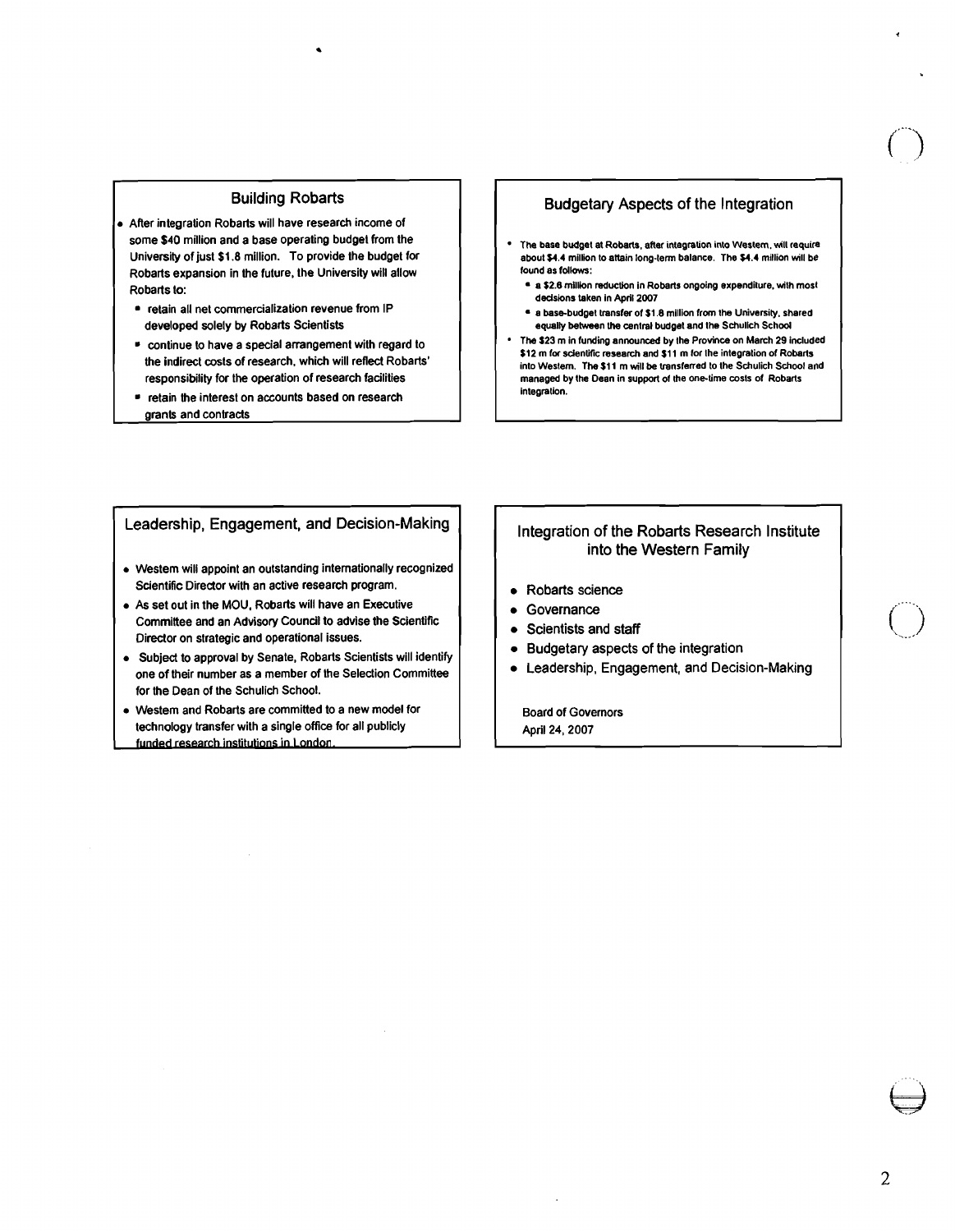## Building Robarts

- After integration Robarts will have research income of some $40 million and a base operating budget from the University of just $1.8 million. To provide the budget for Robarts expansion in the future, the University will allow Robarts to:
  - retain all net commercialization revenue from IP developed solely by Robarts Scientists
  - continue to have a special arrangement with regard to the indirect costs of research, which will reflect Robarts' responsibility for the operation of research facilities
  - retain the interest on accounts based on research grants and contracts

## Budgetary Aspects of the Integration

- The base budget at Robarts, after integration into Western, will require about $4.4 million to attain long-term balance. The $4.4 million will be found as follows:
  - a $2.6 million reduction in Robarts ongoing expenditure, with most decisions taken in April 2007
  - a base-budget transfer of $1.8 million from the University, shared equally between the central budget and the Schulich School
- The $23 m in funding announced by the Province on March 29 included $12 m for scientific research and $11 m for the integration of Robarts into Western. The $11 m will be transferred to the Schulich School and managed by the Dean in support of the one-time costs of Robarts integration.

## Leadership, Engagement, and Decision-Making

- Western will appoint an outstanding internationally recognized Scientific Director with an active research program.
- As set out in the MOU, Robarts will have an Executive Committee and an Advisory Council to advise the Scientific Director on strategic and operational issues.
- Subject to approval by Senate, Robarts Scientists will identify one of their number as a member of the Selection Committee for the Dean of the Schulich School.
- Western and Robarts are committed to a new model for technology transfer with a single office for all publicly funded research institutions in London.

## Integration of the Robarts Research Institute into the Western Family

- Robarts science
- Governance
- Scientists and staff
- Budgetary aspects of the integration
- Leadership, Engagement, and Decision-Making

Board of Governors
April 24, 2007